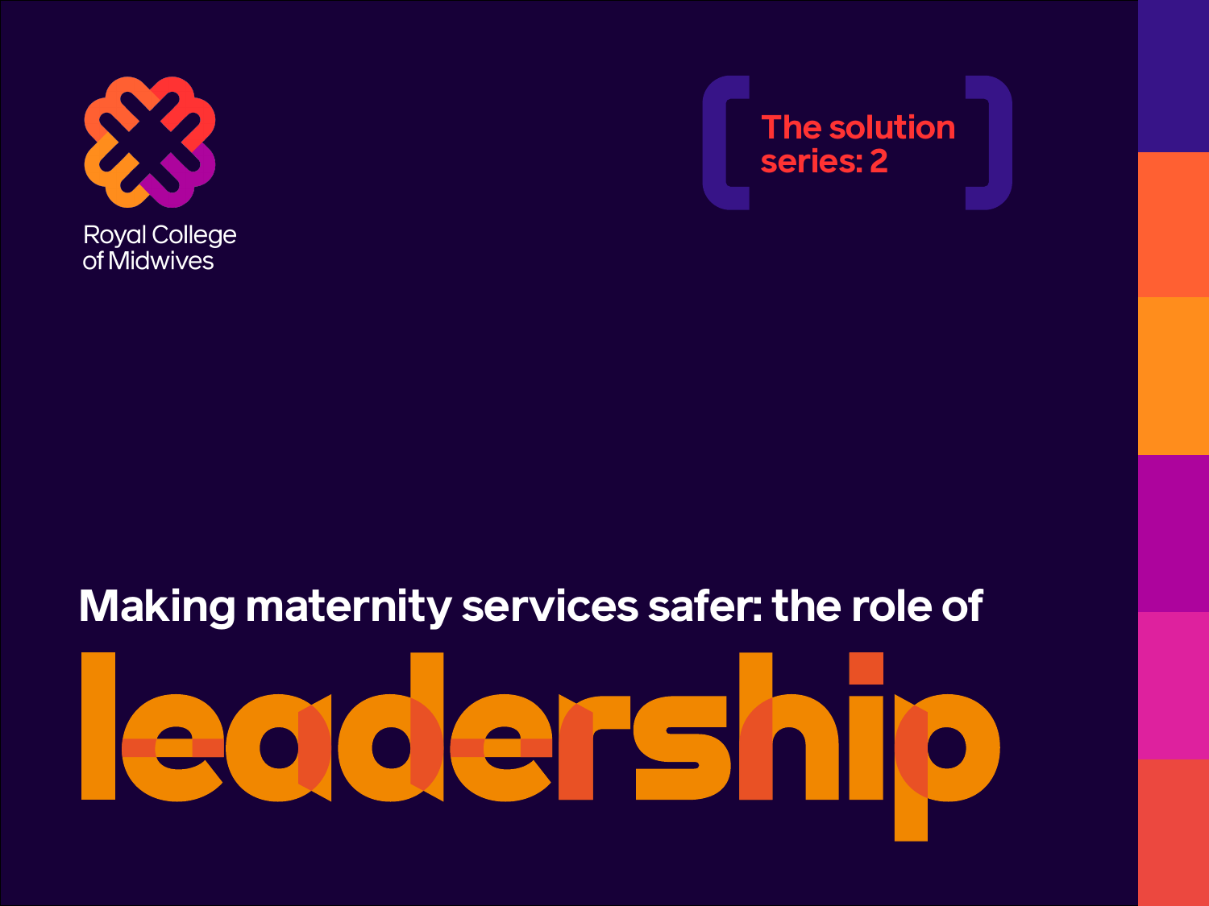Royal College of Midwives

The solution series: 2

# Making maternity services safer: the role of leadership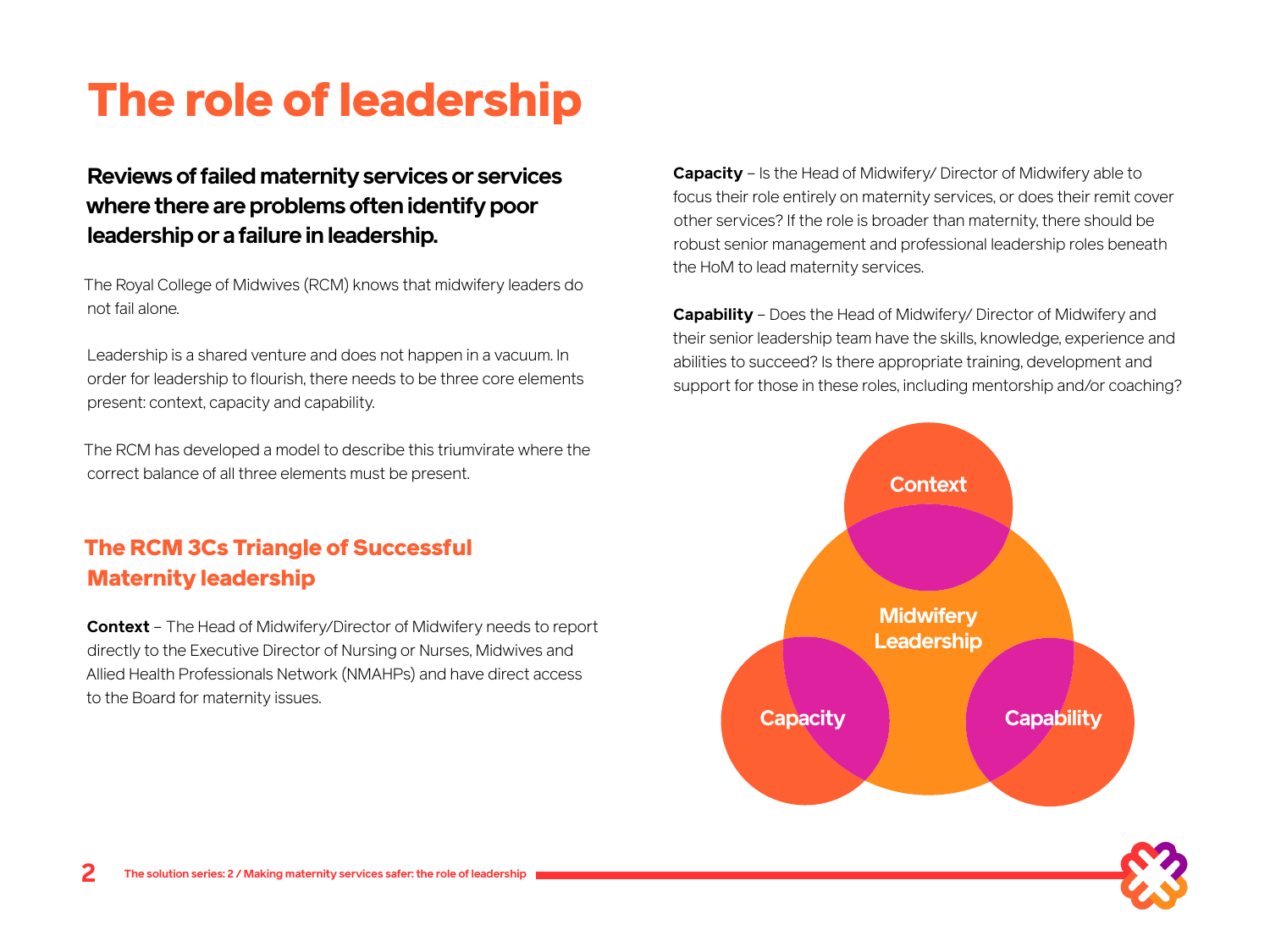# The role of leadership

**Reviews of failed maternity services or services where there are problems often identify poor leadership or a failure in leadership.**

The Royal College of Midwives (RCM) knows that midwifery leaders do not fail alone.

Leadership is a shared venture and does not happen in a vacuum. In order for leadership to flourish, there needs to be three core elements present: context, capacity and capability.

The RCM has developed a model to describe this triumvirate where the correct balance of all three elements must be present.

## The RCM 3Cs Triangle of Successful Maternity leadership

**Context** – The Head of Midwifery/Director of Midwifery needs to report directly to the Executive Director of Nursing or Nurses, Midwives and Allied Health Professionals Network (NMAHPs) and have direct access to the Board for maternity issues.

**Capacity** – Is the Head of Midwifery/ Director of Midwifery able to focus their role entirely on maternity services, or does their remit cover other services? If the role is broader than maternity, there should be robust senior management and professional leadership roles beneath the HoM to lead maternity services.

**Capability** – Does the Head of Midwifery/ Director of Midwifery and their senior leadership team have the skills, knowledge, experience and abilities to succeed? Is there appropriate training, development and support for those in these roles, including mentorship and/or coaching?

Context

Midwifery Leadership

Capacity

Capability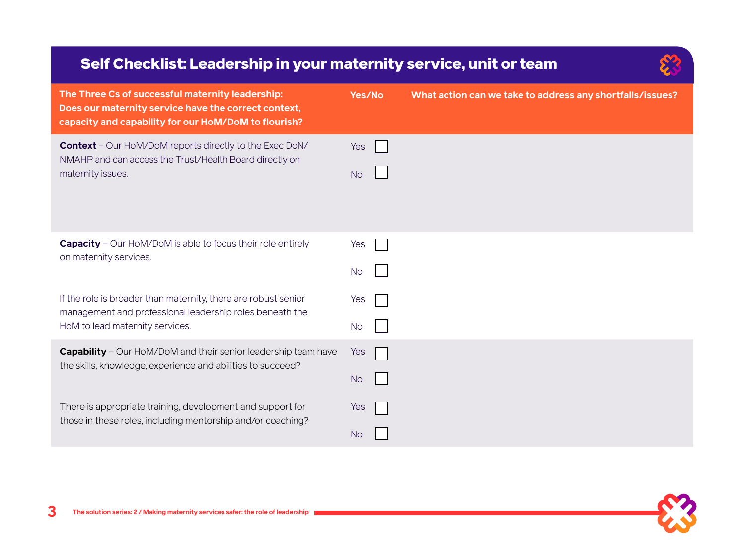## Self Checklist: Leadership in your maternity service, unit or team

| The Three Cs of successful maternity leadership: Does our maternity service have the correct context, capacity and capability for our HoM/DoM to flourish? | Yes/No | What action can we take to address any shortfalls/issues? |
|---|---|---|
| **Context** – Our HoM/DoM reports directly to the Exec DoN/ NMAHP and can access the Trust/Health Board directly on maternity issues. | Yes ☐ No ☐ | |
| **Capacity** – Our HoM/DoM is able to focus their role entirely on maternity services. | Yes ☐ No ☐ | |
| If the role is broader than maternity, there are robust senior management and professional leadership roles beneath the HoM to lead maternity services. | Yes ☐ No ☐ | |
| **Capability** – Our HoM/DoM and their senior leadership team have the skills, knowledge, experience and abilities to succeed? | Yes ☐ No ☐ | |
| There is appropriate training, development and support for those in these roles, including mentorship and/or coaching? | Yes ☐ No ☐ | |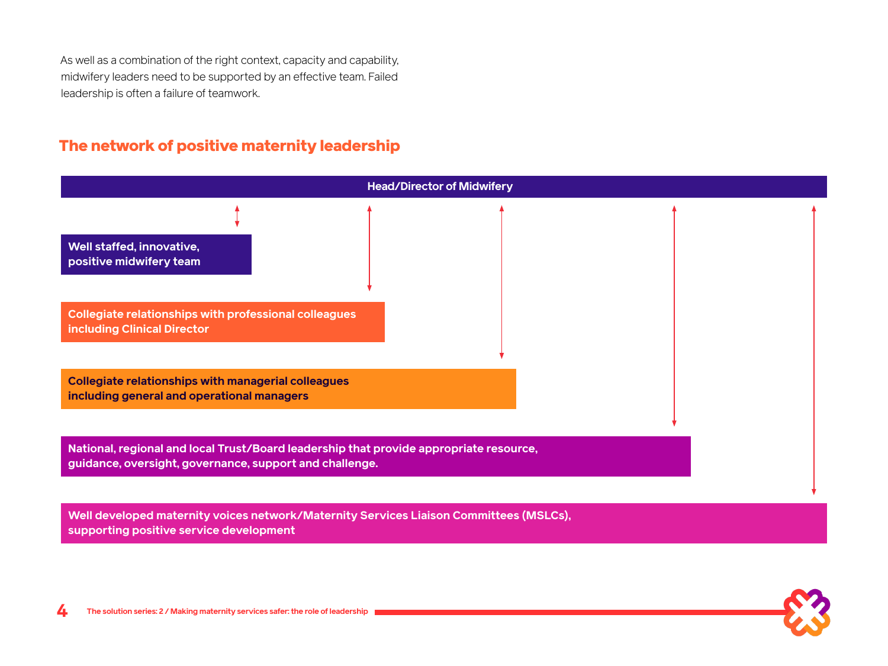As well as a combination of the right context, capacity and capability, midwifery leaders need to be supported by an effective team. Failed leadership is often a failure of teamwork.

## The network of positive maternity leadership

**Head/Director of Midwifery**

- **Well staffed, innovative, positive midwifery team**
- **Collegiate relationships with professional colleagues including Clinical Director**
- **Collegiate relationships with managerial colleagues including general and operational managers**
- **National, regional and local Trust/Board leadership that provide appropriate resource, guidance, oversight, governance, support and challenge.**
- **Well developed maternity voices network/Maternity Services Liaison Committees (MSLCs), supporting positive service development**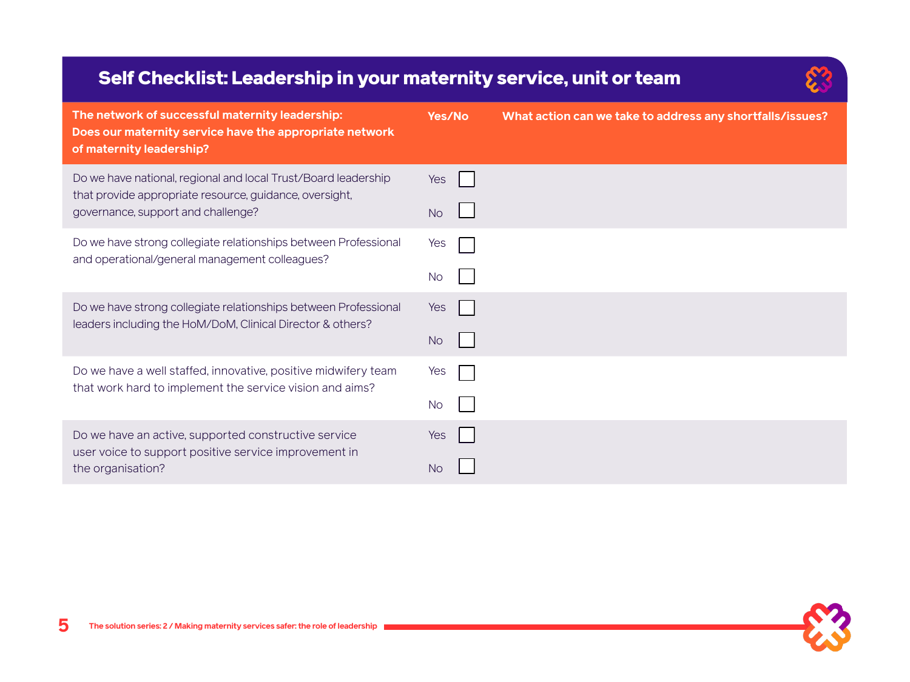## Self Checklist: Leadership in your maternity service, unit or team

| The network of successful maternity leadership: Does our maternity service have the appropriate network of maternity leadership? | Yes/No | What action can we take to address any shortfalls/issues? |
|---|---|---|
| Do we have national, regional and local Trust/Board leadership that provide appropriate resource, guidance, oversight, governance, support and challenge? | Yes ☐ No ☐ | |
| Do we have strong collegiate relationships between Professional and operational/general management colleagues? | Yes ☐ No ☐ | |
| Do we have strong collegiate relationships between Professional leaders including the HoM/DoM, Clinical Director & others? | Yes ☐ No ☐ | |
| Do we have a well staffed, innovative, positive midwifery team that work hard to implement the service vision and aims? | Yes ☐ No ☐ | |
| Do we have an active, supported constructive service user voice to support positive service improvement in the organisation? | Yes ☐ No ☐ | |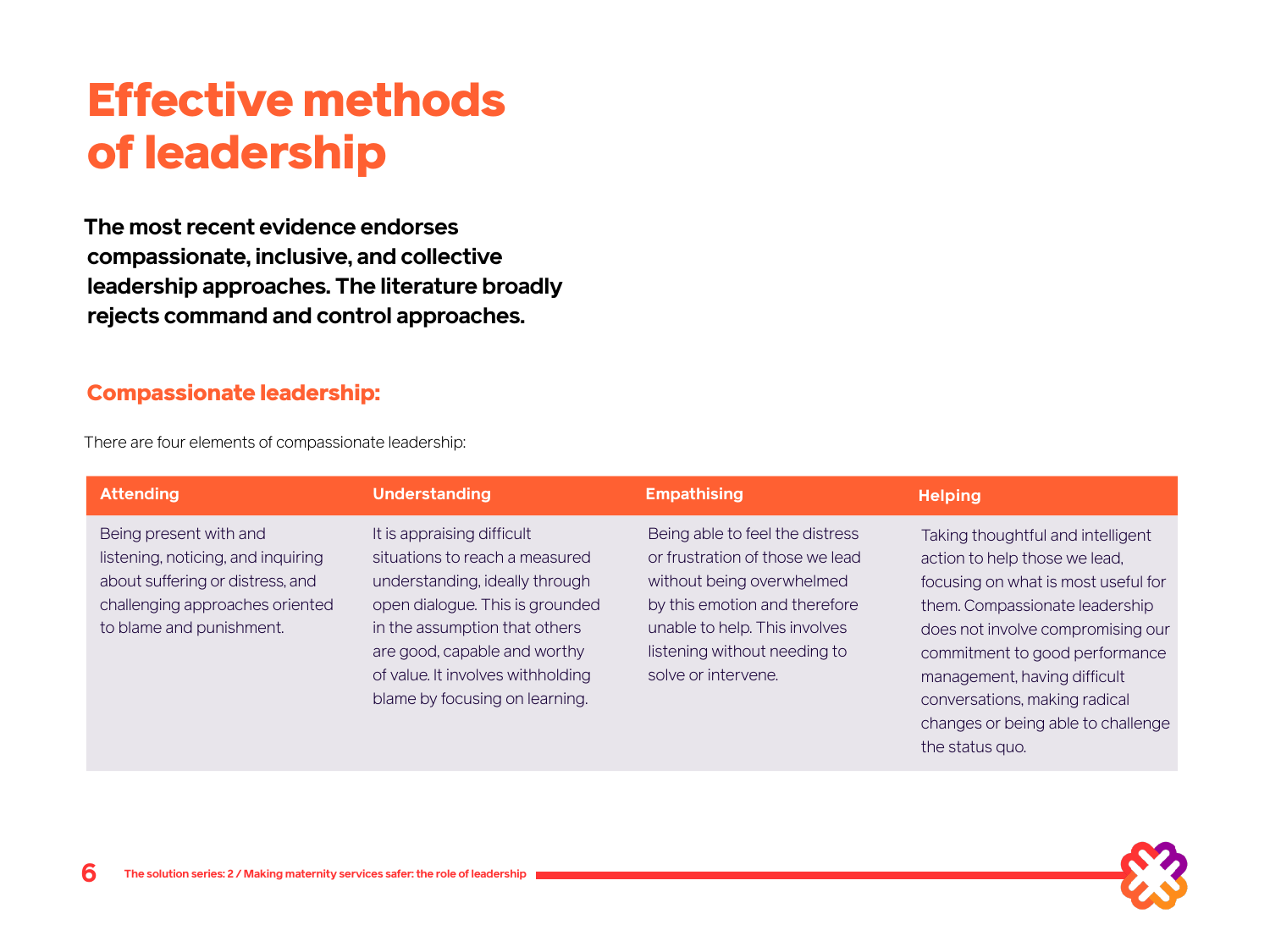# Effective methods of leadership

**The most recent evidence endorses compassionate, inclusive, and collective leadership approaches. The literature broadly rejects command and control approaches.**

## Compassionate leadership:

There are four elements of compassionate leadership:

| Attending | Understanding | Empathising | Helping |
|---|---|---|---|
| Being present with and listening, noticing, and inquiring about suffering or distress, and challenging approaches oriented to blame and punishment. | It is appraising difficult situations to reach a measured understanding, ideally through open dialogue. This is grounded in the assumption that others are good, capable and worthy of value. It involves withholding blame by focusing on learning. | Being able to feel the distress or frustration of those we lead without being overwhelmed by this emotion and therefore unable to help. This involves listening without needing to solve or intervene. | Taking thoughtful and intelligent action to help those we lead, focusing on what is most useful for them. Compassionate leadership does not involve compromising our commitment to good performance management, having difficult conversations, making radical changes or being able to challenge the status quo. |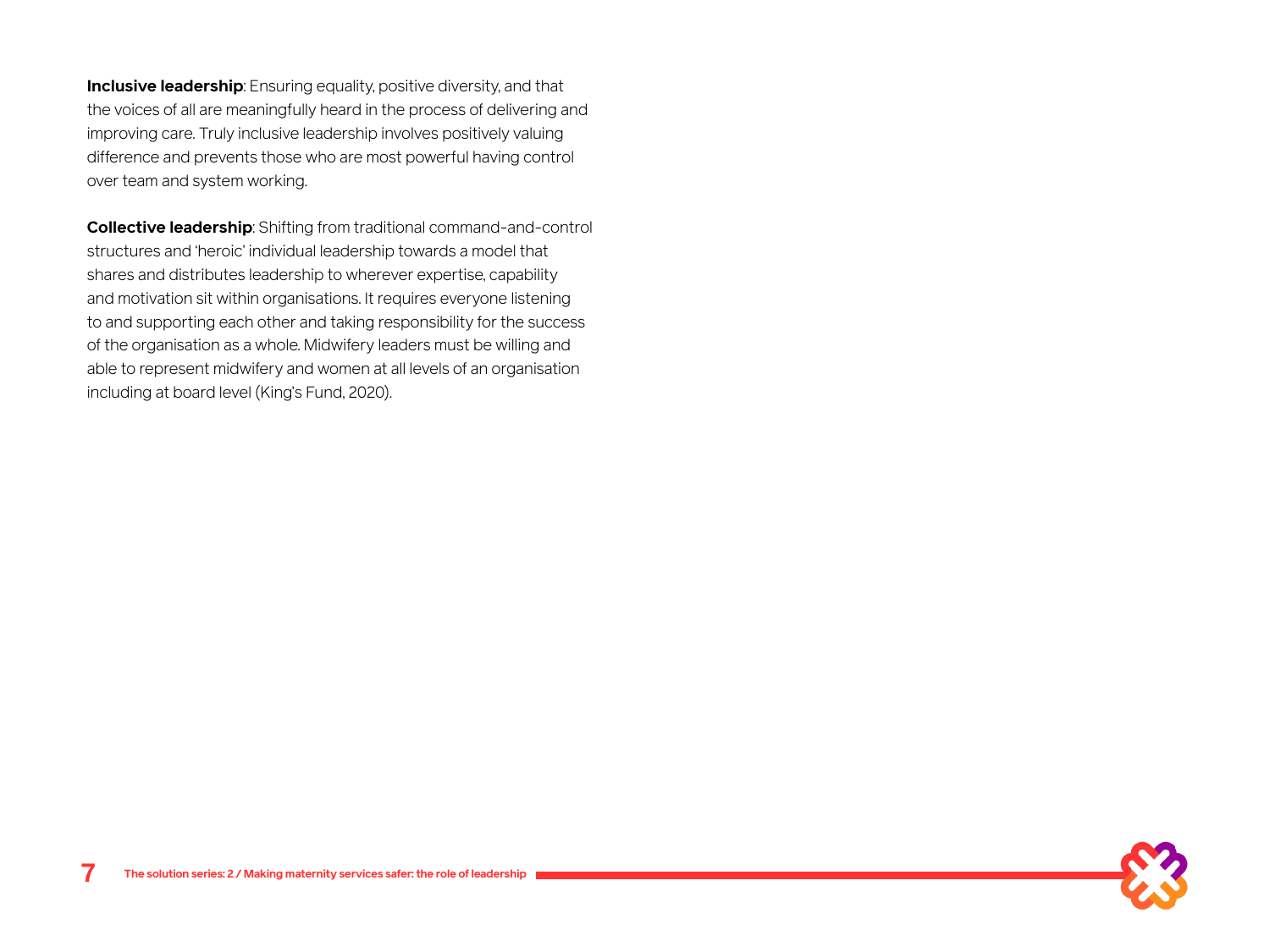**Inclusive leadership**: Ensuring equality, positive diversity, and that the voices of all are meaningfully heard in the process of delivering and improving care. Truly inclusive leadership involves positively valuing difference and prevents those who are most powerful having control over team and system working.

**Collective leadership**: Shifting from traditional command-and-control structures and 'heroic' individual leadership towards a model that shares and distributes leadership to wherever expertise, capability and motivation sit within organisations. It requires everyone listening to and supporting each other and taking responsibility for the success of the organisation as a whole. Midwifery leaders must be willing and able to represent midwifery and women at all levels of an organisation including at board level (King's Fund, 2020).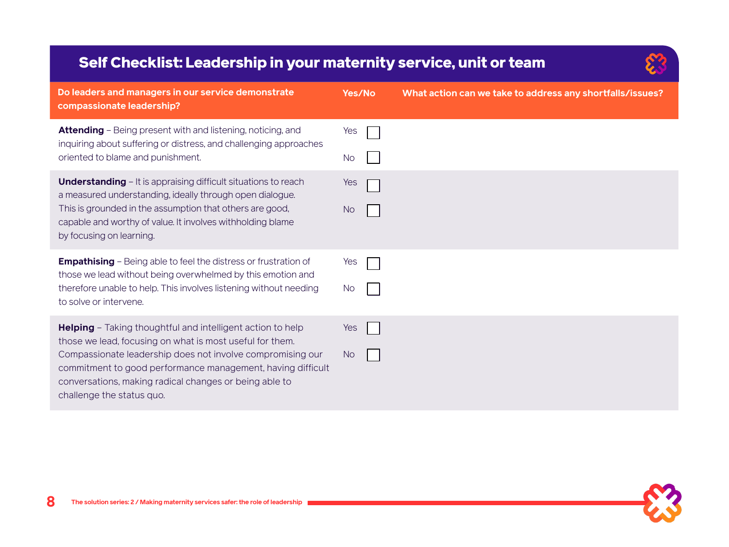## Self Checklist: Leadership in your maternity service, unit or team

| Do leaders and managers in our service demonstrate compassionate leadership? | Yes/No | What action can we take to address any shortfalls/issues? |
| --- | --- | --- |
| **Attending** – Being present with and listening, noticing, and inquiring about suffering or distress, and challenging approaches oriented to blame and punishment. | Yes ☐ No ☐ | |
| **Understanding** – It is appraising difficult situations to reach a measured understanding, ideally through open dialogue. This is grounded in the assumption that others are good, capable and worthy of value. It involves withholding blame by focusing on learning. | Yes ☐ No ☐ | |
| **Empathising** – Being able to feel the distress or frustration of those we lead without being overwhelmed by this emotion and therefore unable to help. This involves listening without needing to solve or intervene. | Yes ☐ No ☐ | |
| **Helping** – Taking thoughtful and intelligent action to help those we lead, focusing on what is most useful for them. Compassionate leadership does not involve compromising our commitment to good performance management, having difficult conversations, making radical changes or being able to challenge the status quo. | Yes ☐ No ☐ | |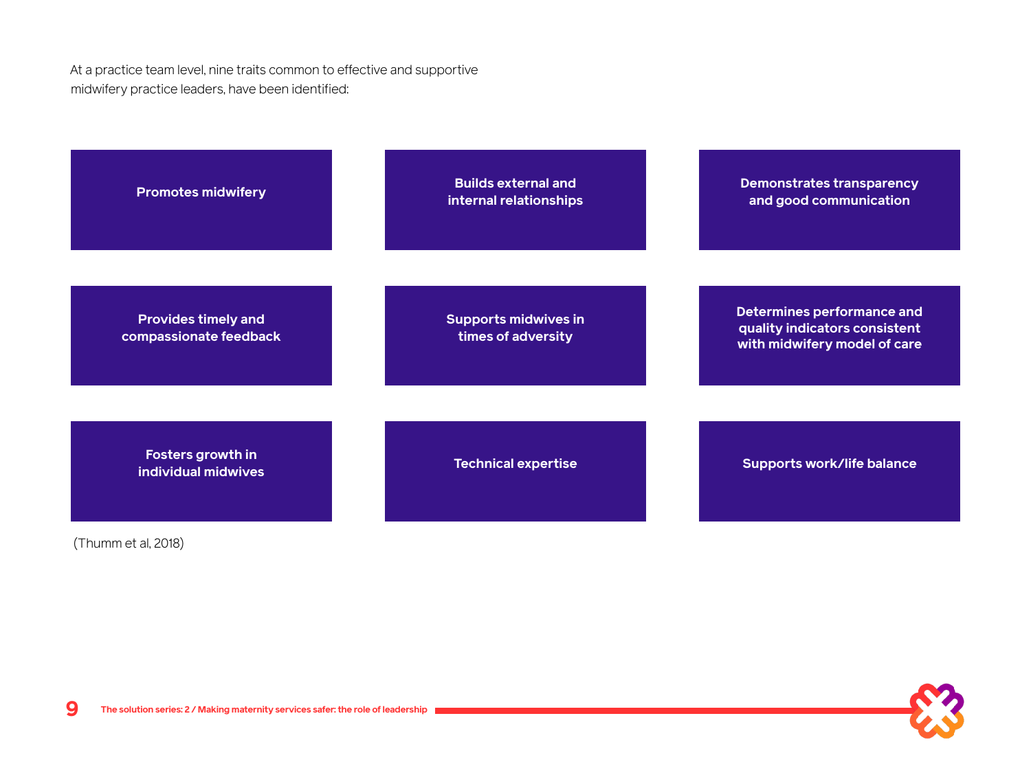At a practice team level, nine traits common to effective and supportive midwifery practice leaders, have been identified:

- **Promotes midwifery**
- **Builds external and internal relationships**
- **Demonstrates transparency and good communication**
- **Provides timely and compassionate feedback**
- **Supports midwives in times of adversity**
- **Determines performance and quality indicators consistent with midwifery model of care**
- **Fosters growth in individual midwives**
- **Technical expertise**
- **Supports work/life balance**

(Thumm et al, 2018)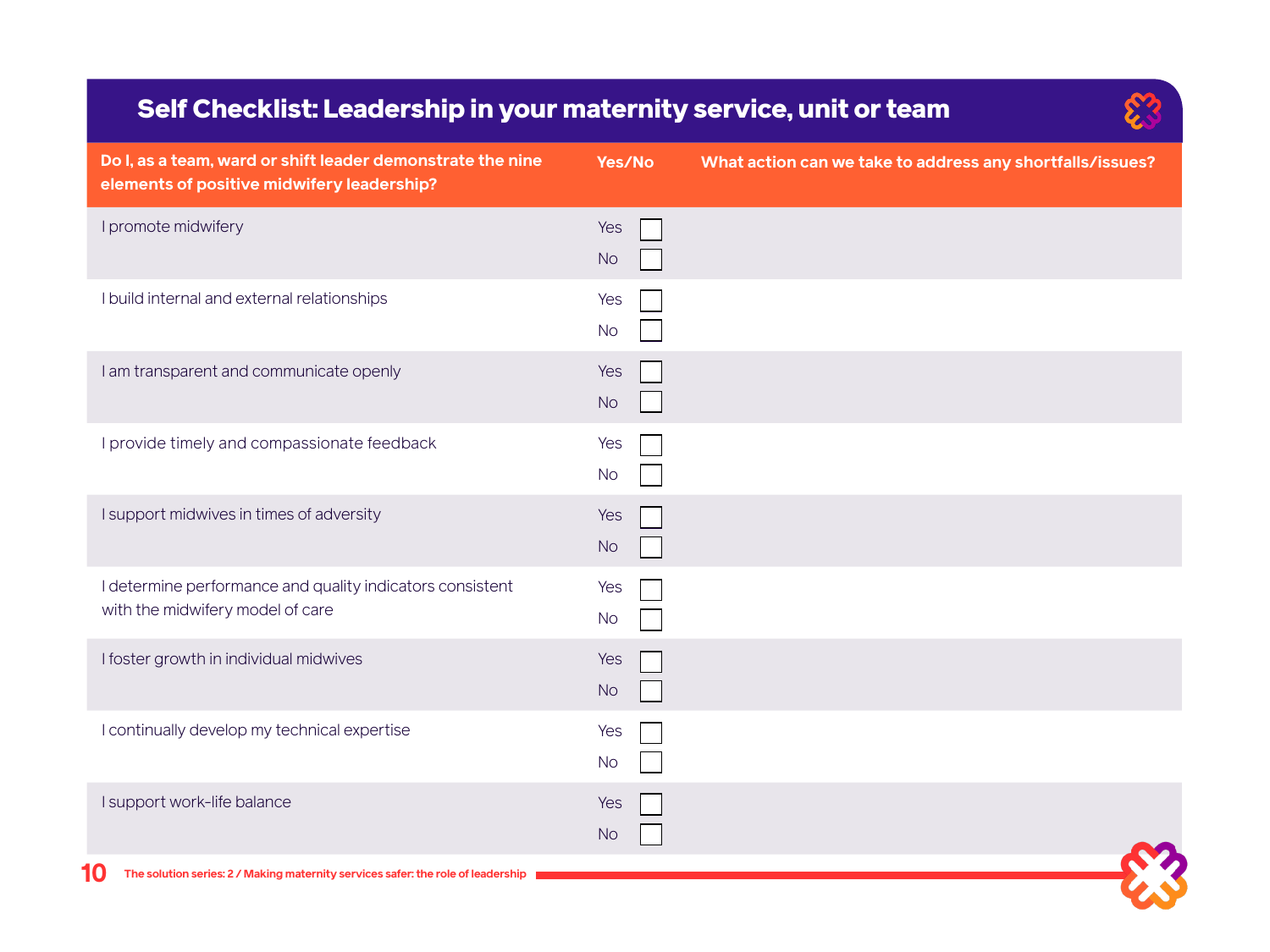## Self Checklist: Leadership in your maternity service, unit or team

| Do I, as a team, ward or shift leader demonstrate the nine elements of positive midwifery leadership? | Yes/No | What action can we take to address any shortfalls/issues? |
|---|---|---|
| I promote midwifery | Yes ☐ No ☐ | |
| I build internal and external relationships | Yes ☐ No ☐ | |
| I am transparent and communicate openly | Yes ☐ No ☐ | |
| I provide timely and compassionate feedback | Yes ☐ No ☐ | |
| I support midwives in times of adversity | Yes ☐ No ☐ | |
| I determine performance and quality indicators consistent with the midwifery model of care | Yes ☐ No ☐ | |
| I foster growth in individual midwives | Yes ☐ No ☐ | |
| I continually develop my technical expertise | Yes ☐ No ☐ | |
| I support work-life balance | Yes ☐ No ☐ | |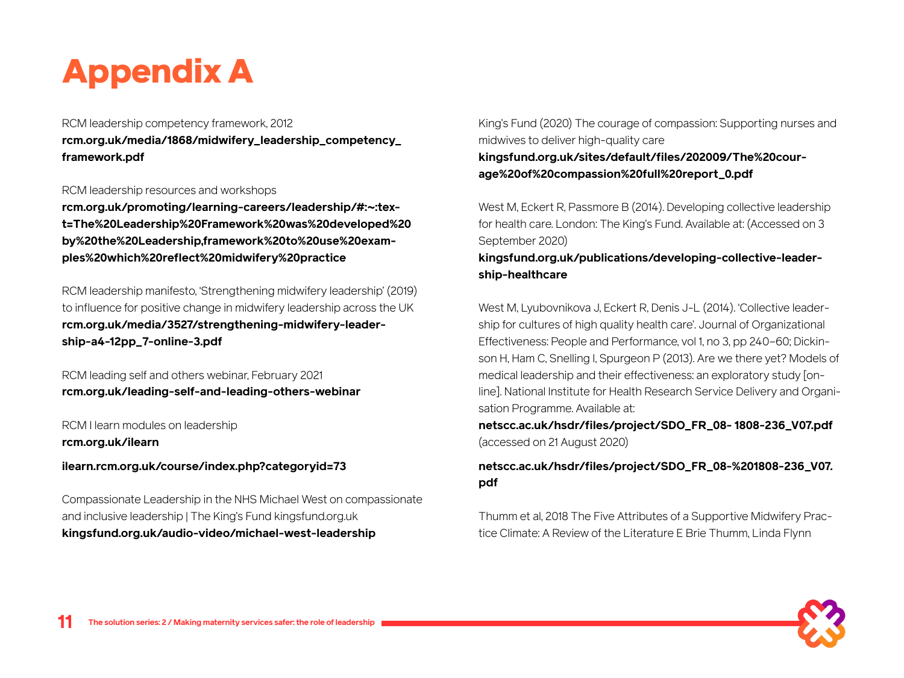# Appendix A

RCM leadership competency framework, 2012
**rcm.org.uk/media/1868/midwifery_leadership_competency_framework.pdf**

RCM leadership resources and workshops
**rcm.org.uk/promoting/learning-careers/leadership/#:~:text=The%20Leadership%20Framework%20was%20developed%20by%20the%20Leadership,framework%20to%20use%20examples%20which%20reflect%20midwifery%20practice**

RCM leadership manifesto, 'Strengthening midwifery leadership' (2019) to influence for positive change in midwifery leadership across the UK
**rcm.org.uk/media/3527/strengthening-midwifery-leadership-a4-12pp_7-online-3.pdf**

RCM leading self and others webinar, February 2021
**rcm.org.uk/leading-self-and-leading-others-webinar**

RCM I learn modules on leadership
**rcm.org.uk/ilearn**

**ilearn.rcm.org.uk/course/index.php?categoryid=73**

Compassionate Leadership in the NHS Michael West on compassionate and inclusive leadership | The King's Fund kingsfund.org.uk
**kingsfund.org.uk/audio-video/michael-west-leadership**

King's Fund (2020) The courage of compassion: Supporting nurses and midwives to deliver high-quality care
**kingsfund.org.uk/sites/default/files/202009/The%20courage%20of%20compassion%20full%20report_0.pdf**

West M, Eckert R, Passmore B (2014). Developing collective leadership for health care. London: The King's Fund. Available at: (Accessed on 3 September 2020)
**kingsfund.org.uk/publications/developing-collective-leadership-healthcare**

West M, Lyubovnikova J, Eckert R, Denis J-L (2014). 'Collective leadership for cultures of high quality health care'. Journal of Organizational Effectiveness: People and Performance, vol 1, no 3, pp 240–60; Dickinson H, Ham C, Snelling I, Spurgeon P (2013). Are we there yet? Models of medical leadership and their effectiveness: an exploratory study [online]. National Institute for Health Research Service Delivery and Organisation Programme. Available at:
**netscc.ac.uk/hsdr/files/project/SDO_FR_08- 1808-236_V07.pdf** (accessed on 21 August 2020)

**netscc.ac.uk/hsdr/files/project/SDO_FR_08-%201808-236_V07.pdf**

Thumm et al, 2018 The Five Attributes of a Supportive Midwifery Practice Climate: A Review of the Literature E Brie Thumm, Linda Flynn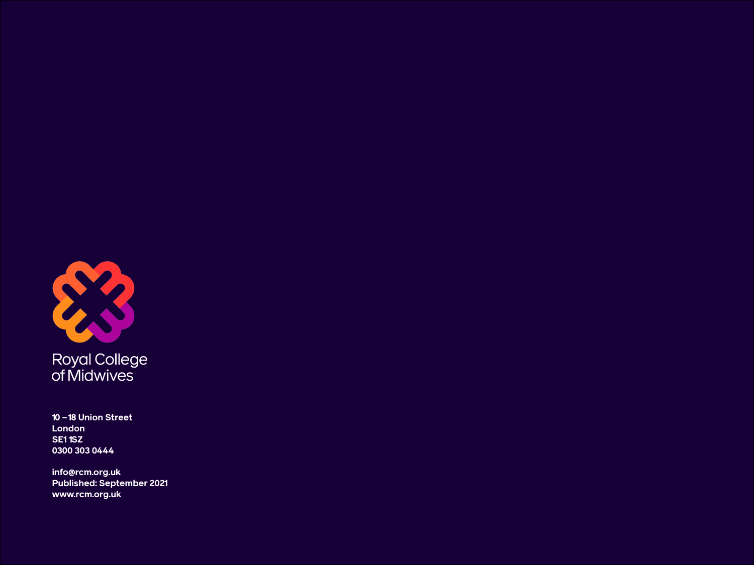Royal College of Midwives

**10 – 18 Union Street**
**London**
**SE1 1SZ**
**0300 303 0444**

**info@rcm.org.uk**
**Published: September 2021**
**www.rcm.org.uk**